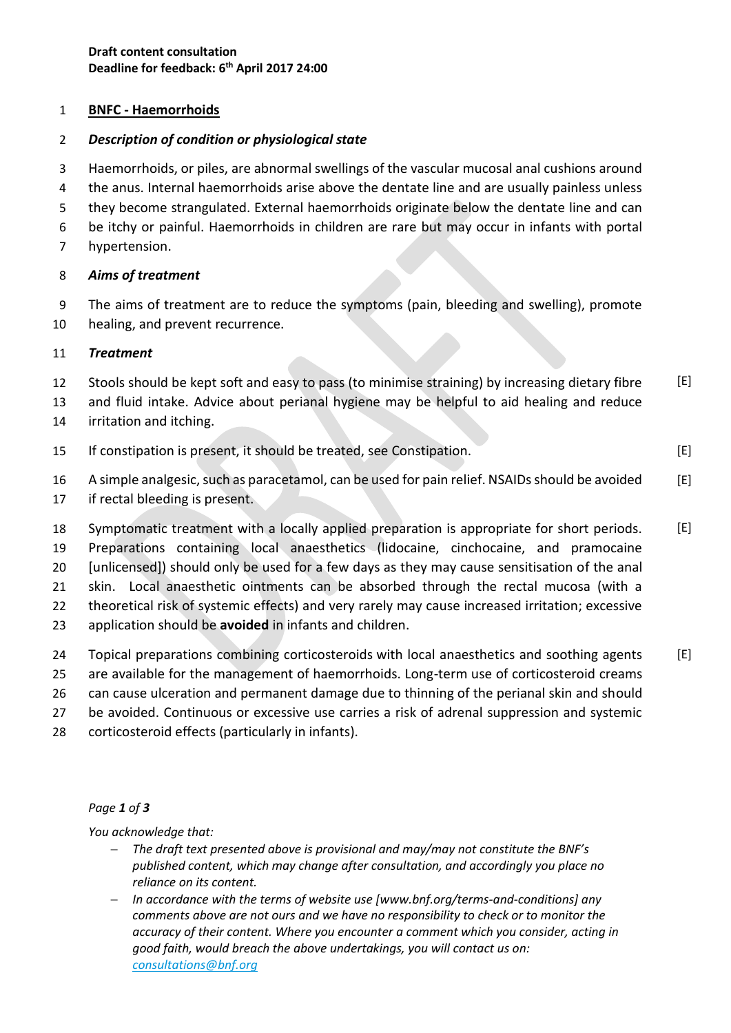**Draft content consultation**
**Deadline for feedback: 6th April 2017 24:00**

# BNFC - Haemorrhoids

## *Description of condition or physiological state*

Haemorrhoids, or piles, are abnormal swellings of the vascular mucosal anal cushions around the anus. Internal haemorrhoids arise above the dentate line and are usually painless unless they become strangulated. External haemorrhoids originate below the dentate line and can be itchy or painful. Haemorrhoids in children are rare but may occur in infants with portal hypertension.

## *Aims of treatment*

The aims of treatment are to reduce the symptoms (pain, bleeding and swelling), promote healing, and prevent recurrence.

## *Treatment*

Stools should be kept soft and easy to pass (to minimise straining) by increasing dietary fibre and fluid intake. Advice about perianal hygiene may be helpful to aid healing and reduce irritation and itching. [E]

If constipation is present, it should be treated, see Constipation. [E]

A simple analgesic, such as paracetamol, can be used for pain relief. NSAIDs should be avoided if rectal bleeding is present. [E]

Symptomatic treatment with a locally applied preparation is appropriate for short periods. Preparations containing local anaesthetics (lidocaine, cinchocaine, and pramocaine [unlicensed]) should only be used for a few days as they may cause sensitisation of the anal skin. Local anaesthetic ointments can be absorbed through the rectal mucosa (with a theoretical risk of systemic effects) and very rarely may cause increased irritation; excessive application should be **avoided** in infants and children. [E]

Topical preparations combining corticosteroids with local anaesthetics and soothing agents are available for the management of haemorrhoids. Long-term use of corticosteroid creams can cause ulceration and permanent damage due to thinning of the perianal skin and should be avoided. Continuous or excessive use carries a risk of adrenal suppression and systemic corticosteroid effects (particularly in infants). [E]

*You acknowledge that:*

- *The draft text presented above is provisional and may/may not constitute the BNF's published content, which may change after consultation, and accordingly you place no reliance on its content.*
- *In accordance with the terms of website use [www.bnf.org/terms-and-conditions] any comments above are not ours and we have no responsibility to check or to monitor the accuracy of their content. Where you encounter a comment which you consider, acting in good faith, would breach the above undertakings, you will contact us on: consultations@bnf.org*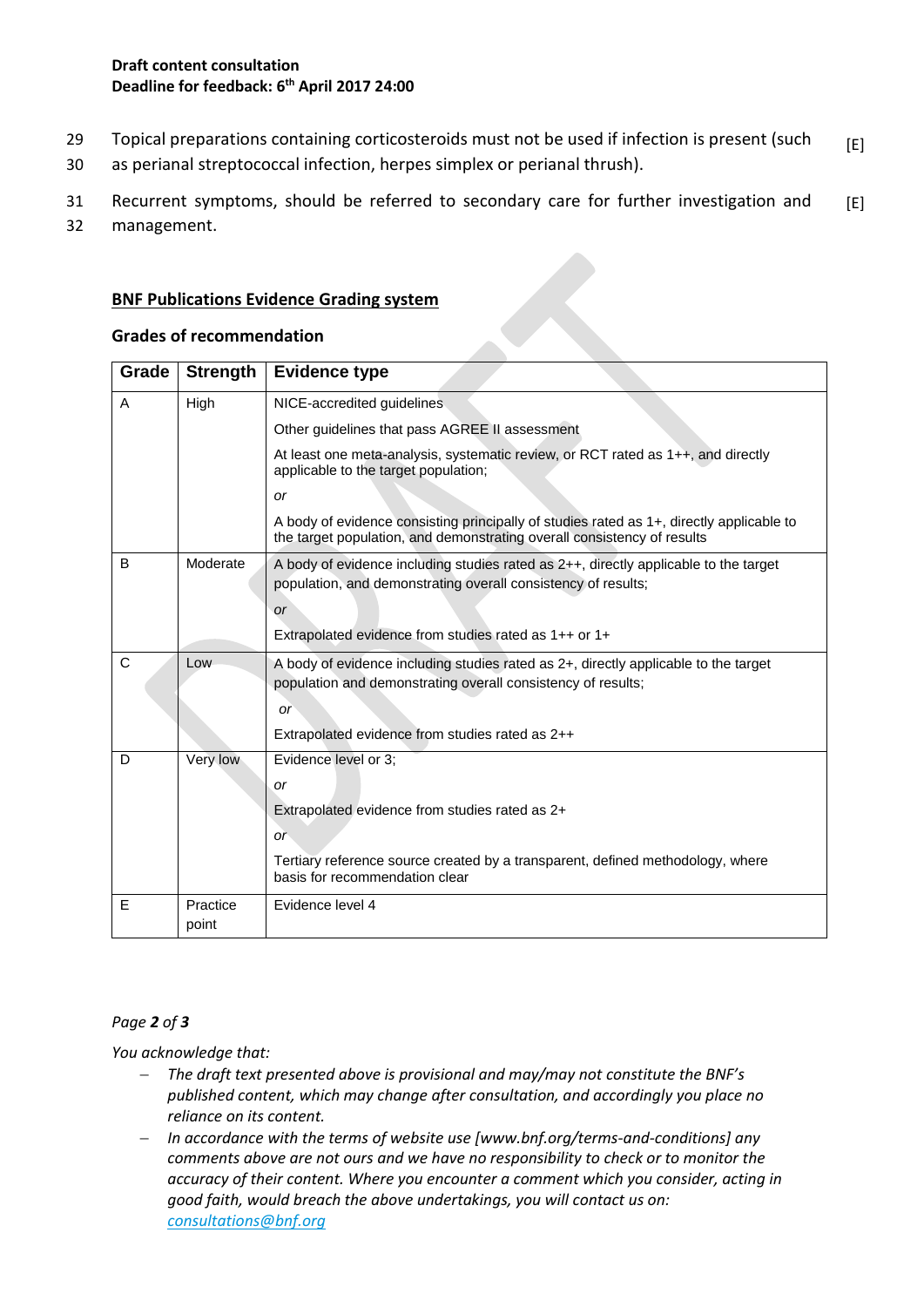**Draft content consultation**
**Deadline for feedback: 6th April 2017 24:00**

29 Topical preparations containing corticosteroids must not be used if infection is present (such as perianal streptococcal infection, herpes simplex or perianal thrush). [E]
30

31 Recurrent symptoms, should be referred to secondary care for further investigation and management. [E]
32

## BNF Publications Evidence Grading system

### Grades of recommendation

| Grade | Strength | Evidence type |
|---|---|---|
| A | High | NICE-accredited guidelines<br>Other guidelines that pass AGREE II assessment<br>At least one meta-analysis, systematic review, or RCT rated as 1++, and directly applicable to the target population;<br>*or*<br>A body of evidence consisting principally of studies rated as 1+, directly applicable to the target population, and demonstrating overall consistency of results |
| B | Moderate | A body of evidence including studies rated as 2++, directly applicable to the target population, and demonstrating overall consistency of results;<br>*or*<br>Extrapolated evidence from studies rated as 1++ or 1+ |
| C | Low | A body of evidence including studies rated as 2+, directly applicable to the target population and demonstrating overall consistency of results;<br>*or*<br>Extrapolated evidence from studies rated as 2++ |
| D | Very low | Evidence level or 3;<br>*or*<br>Extrapolated evidence from studies rated as 2+<br>*or*<br>Tertiary reference source created by a transparent, defined methodology, where basis for recommendation clear |
| E | Practice point | Evidence level 4 |

*You acknowledge that:*

- *The draft text presented above is provisional and may/may not constitute the BNF's published content, which may change after consultation, and accordingly you place no reliance on its content.*
- *In accordance with the terms of website use [www.bnf.org/terms-and-conditions] any comments above are not ours and we have no responsibility to check or to monitor the accuracy of their content. Where you encounter a comment which you consider, acting in good faith, would breach the above undertakings, you will contact us on: consultations@bnf.org*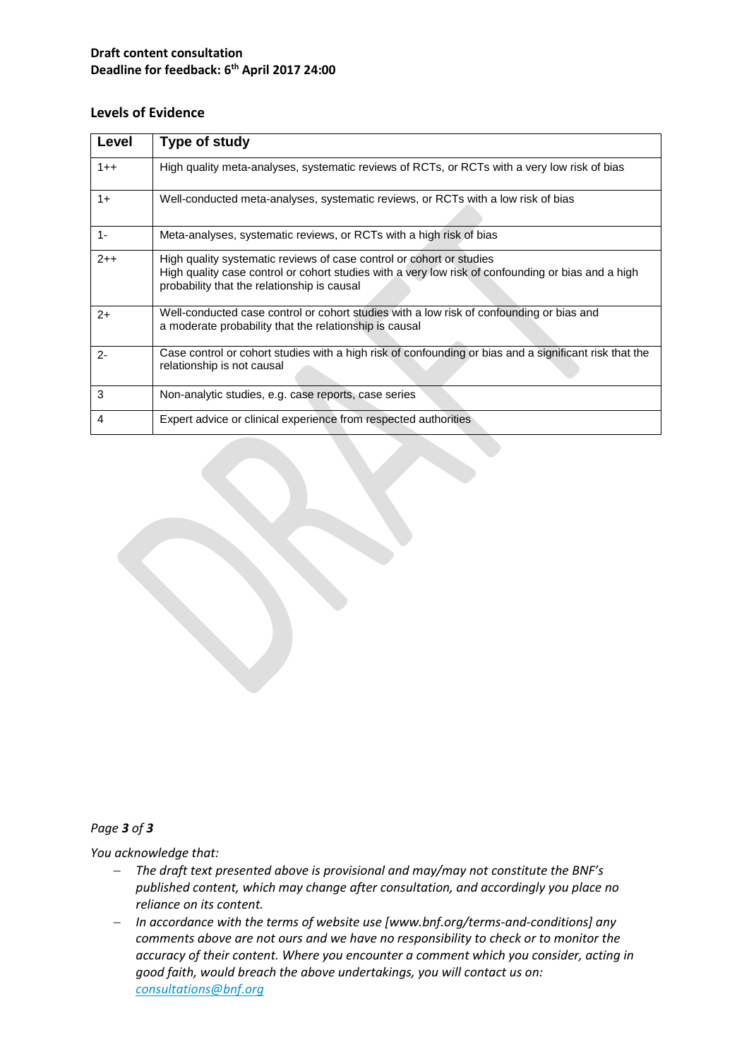## Levels of Evidence

| Level | Type of study |
| --- | --- |
| 1++ | High quality meta-analyses, systematic reviews of RCTs, or RCTs with a very low risk of bias |
| 1+ | Well-conducted meta-analyses, systematic reviews, or RCTs with a low risk of bias |
| 1- | Meta-analyses, systematic reviews, or RCTs with a high risk of bias |
| 2++ | High quality systematic reviews of case control or cohort or studies<br>High quality case control or cohort studies with a very low risk of confounding or bias and a high probability that the relationship is causal |
| 2+ | Well-conducted case control or cohort studies with a low risk of confounding or bias and a moderate probability that the relationship is causal |
| 2- | Case control or cohort studies with a high risk of confounding or bias and a significant risk that the relationship is not causal |
| 3 | Non-analytic studies, e.g. case reports, case series |
| 4 | Expert advice or clinical experience from respected authorities |

*You acknowledge that:*

- *The draft text presented above is provisional and may/may not constitute the BNF's published content, which may change after consultation, and accordingly you place no reliance on its content.*
- *In accordance with the terms of website use [www.bnf.org/terms-and-conditions] any comments above are not ours and we have no responsibility to check or to monitor the accuracy of their content. Where you encounter a comment which you consider, acting in good faith, would breach the above undertakings, you will contact us on: [consultations@bnf.org](mailto:consultations@bnf.org)*